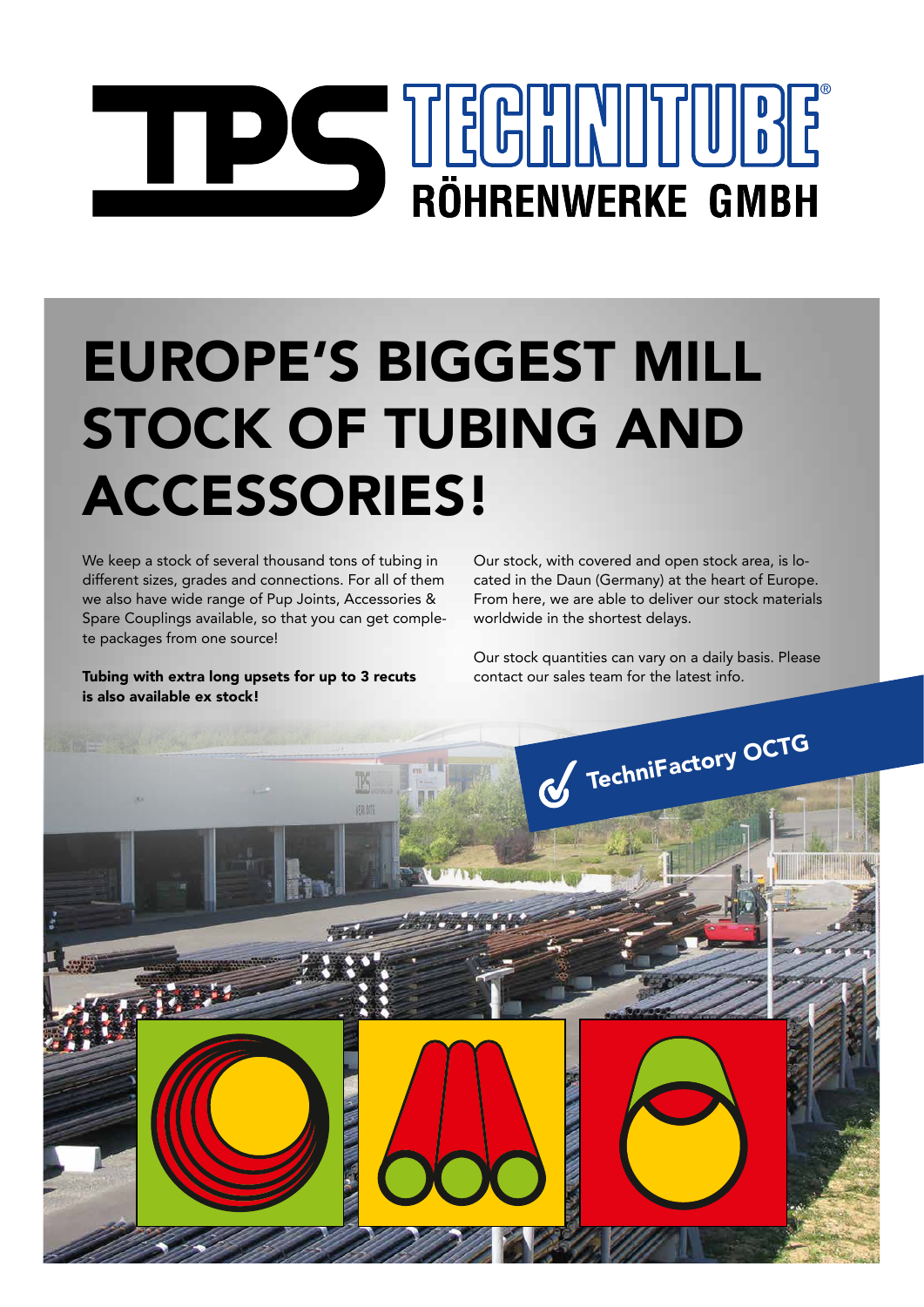# TPS TECHNITUBE® RÖHRENWERKE GMBH

# EUROPE'S BIGGEST MILL STOCK OF TUBING AND ACCESSORIES!

We keep a stock of several thousand tons of tubing in different sizes, grades and connections. For all of them we also have wide range of Pup Joints, Accessories & Spare Couplings available, so that you can get complete packages from one source!

**Tubing with extra long upsets for up to 3 recuts is also available ex stock!**

Our stock, with covered and open stock area, is located in the Daun (Germany) at the heart of Europe. From here, we are able to deliver our stock materials worldwide in the shortest delays.

Our stock quantities can vary on a daily basis. Please contact our sales team for the latest info.

TechniFactory OCTG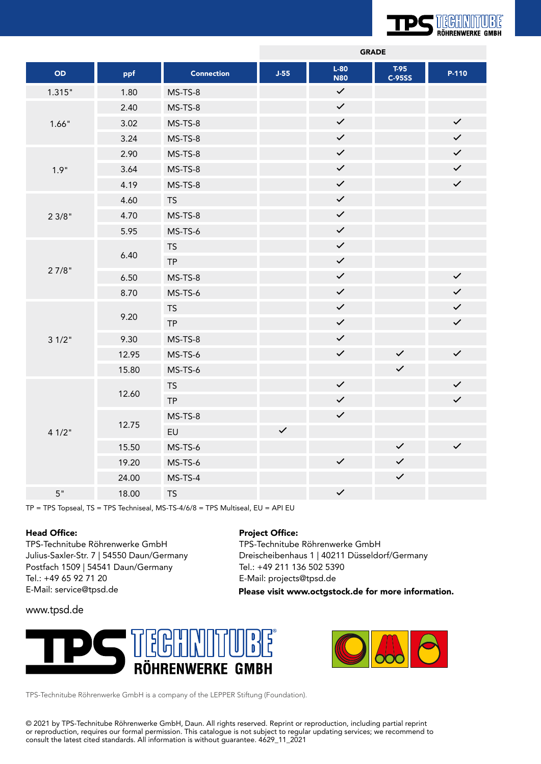| OD | ppf | Connection | GRADE J-55 | L-80 N80 | T-95 C-95SS | P-110 |
|---|---|---|---|---|---|---|
| 1.315" | 1.80 | MS-TS-8 | | ✓ | | |
| 1.66" | 2.40 | MS-TS-8 | | ✓ | | |
| | 3.02 | MS-TS-8 | | ✓ | | ✓ |
| | 3.24 | MS-TS-8 | | ✓ | | ✓ |
| 1.9" | 2.90 | MS-TS-8 | | ✓ | | ✓ |
| | 3.64 | MS-TS-8 | | ✓ | | ✓ |
| | 4.19 | MS-TS-8 | | ✓ | | ✓ |
| 2 3/8" | 4.60 | TS | | ✓ | | |
| | 4.70 | MS-TS-8 | | ✓ | | |
| | 5.95 | MS-TS-6 | | ✓ | | |
| 2 7/8" | 6.40 | TS | | ✓ | | |
| | | TP | | ✓ | | |
| | 6.50 | MS-TS-8 | | ✓ | | ✓ |
| | 8.70 | MS-TS-6 | | ✓ | | ✓ |
| 3 1/2" | 9.20 | TS | | ✓ | | ✓ |
| | | TP | | ✓ | | ✓ |
| | 9.30 | MS-TS-8 | | ✓ | | |
| | 12.95 | MS-TS-6 | | ✓ | ✓ | ✓ |
| | 15.80 | MS-TS-6 | | | ✓ | |
| 4 1/2" | 12.60 | TS | | ✓ | | ✓ |
| | | TP | | ✓ | | ✓ |
| | 12.75 | MS-TS-8 | | ✓ | | |
| | | EU | ✓ | | | |
| | 15.50 | MS-TS-6 | | | ✓ | ✓ |
| | 19.20 | MS-TS-6 | | ✓ | ✓ | |
| | 24.00 | MS-TS-4 | | | ✓ | |
| 5" | 18.00 | TS | | ✓ | | |

TP = TPS Topseal, TS = TPS Techniseal, MS-TS-4/6/8 = TPS Multiseal, EU = API EU

**Head Office:**
TPS-Technitube Röhrenwerke GmbH
Julius-Saxler-Str. 7 | 54550 Daun/Germany
Postfach 1509 | 54541 Daun/Germany
Tel.: +49 65 92 71 20
E-Mail: service@tpsd.de

www.tpsd.de

**Project Office:**
TPS-Technitube Röhrenwerke GmbH
Dreischeibenhaus 1 | 40211 Düsseldorf/Germany
Tel.: +49 211 136 502 5390
E-Mail: projects@tpsd.de

**Please visit www.octgstock.de for more information.**

TPS-Technitube Röhrenwerke GmbH is a company of the LEPPER Stiftung (Foundation).

© 2021 by TPS-Technitube Röhrenwerke GmbH, Daun. All rights reserved. Reprint or reproduction, including partial reprint or reproduction, requires our formal permission. This catalogue is not subject to regular updating services; we recommend to consult the latest cited standards. All information is without guarantee. 4629_11_2021